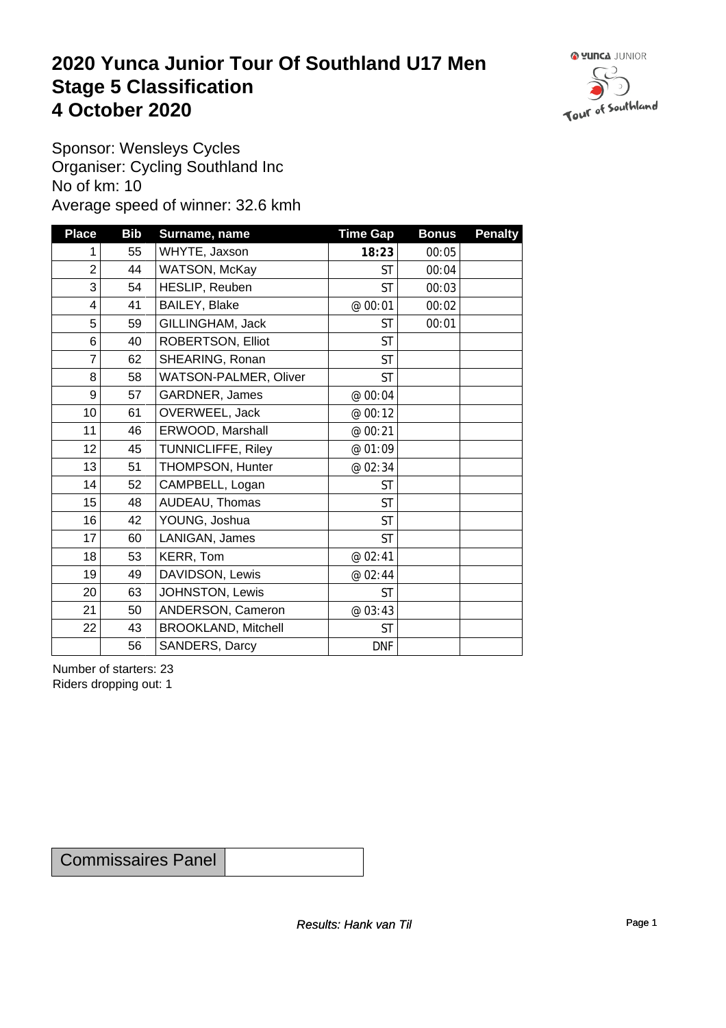# 2020 Yunca Junior Tour Of Southland U17 Men
# Stage 5 Classification
# 4 October 2020

Sponsor: Wensleys Cycles
Organiser: Cycling Southland Inc
No of km: 10
Average speed of winner: 32.6 kmh

| Place | Bib | Surname, name | Time Gap | Bonus | Penalty |
|---|---|---|---|---|---|
| 1 | 55 | WHYTE, Jaxson | **18:23** | 00:05 | |
| 2 | 44 | WATSON, McKay | ST | 00:04 | |
| 3 | 54 | HESLIP, Reuben | ST | 00:03 | |
| 4 | 41 | BAILEY, Blake | @ 00:01 | 00:02 | |
| 5 | 59 | GILLINGHAM, Jack | ST | 00:01 | |
| 6 | 40 | ROBERTSON, Elliot | ST | | |
| 7 | 62 | SHEARING, Ronan | ST | | |
| 8 | 58 | WATSON-PALMER, Oliver | ST | | |
| 9 | 57 | GARDNER, James | @ 00:04 | | |
| 10 | 61 | OVERWEEL, Jack | @ 00:12 | | |
| 11 | 46 | ERWOOD, Marshall | @ 00:21 | | |
| 12 | 45 | TUNNICLIFFE, Riley | @ 01:09 | | |
| 13 | 51 | THOMPSON, Hunter | @ 02:34 | | |
| 14 | 52 | CAMPBELL, Logan | ST | | |
| 15 | 48 | AUDEAU, Thomas | ST | | |
| 16 | 42 | YOUNG, Joshua | ST | | |
| 17 | 60 | LANIGAN, James | ST | | |
| 18 | 53 | KERR, Tom | @ 02:41 | | |
| 19 | 49 | DAVIDSON, Lewis | @ 02:44 | | |
| 20 | 63 | JOHNSTON, Lewis | ST | | |
| 21 | 50 | ANDERSON, Cameron | @ 03:43 | | |
| 22 | 43 | BROOKLAND, Mitchell | ST | | |
| | 56 | SANDERS, Darcy | DNF | | |

Number of starters: 23
Riders dropping out: 1

| Commissaires Panel | |
|---|---|

*Results: Hank van Til*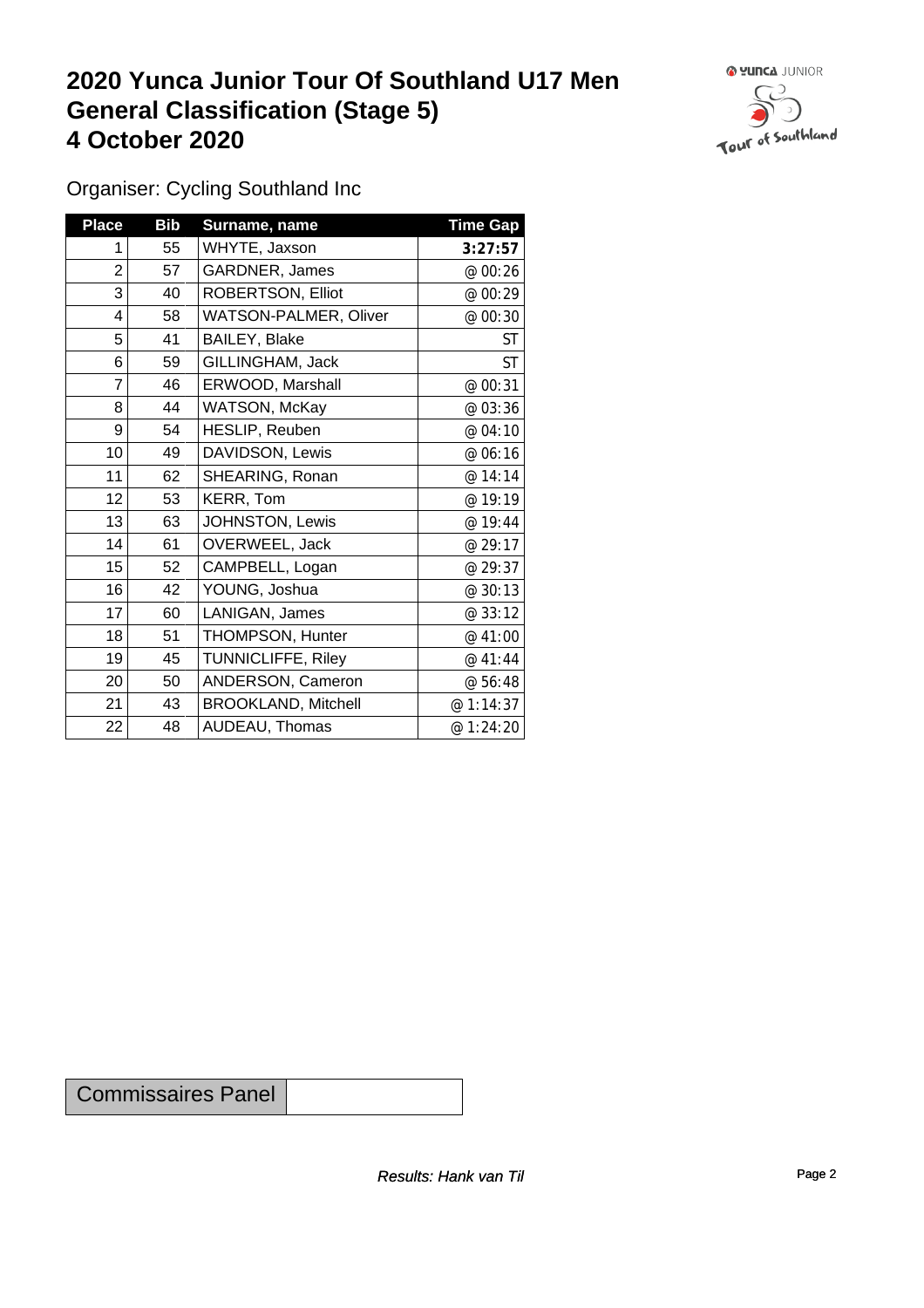# 2020 Yunca Junior Tour Of Southland U17 Men
# General Classification (Stage 5)
# 4 October 2020

Organiser: Cycling Southland Inc

| Place | Bib | Surname, name | Time Gap |
|---|---|---|---|
| 1 | 55 | WHYTE, Jaxson | **3:27:57** |
| 2 | 57 | GARDNER, James | @ 00:26 |
| 3 | 40 | ROBERTSON, Elliot | @ 00:29 |
| 4 | 58 | WATSON-PALMER, Oliver | @ 00:30 |
| 5 | 41 | BAILEY, Blake | ST |
| 6 | 59 | GILLINGHAM, Jack | ST |
| 7 | 46 | ERWOOD, Marshall | @ 00:31 |
| 8 | 44 | WATSON, McKay | @ 03:36 |
| 9 | 54 | HESLIP, Reuben | @ 04:10 |
| 10 | 49 | DAVIDSON, Lewis | @ 06:16 |
| 11 | 62 | SHEARING, Ronan | @ 14:14 |
| 12 | 53 | KERR, Tom | @ 19:19 |
| 13 | 63 | JOHNSTON, Lewis | @ 19:44 |
| 14 | 61 | OVERWEEL, Jack | @ 29:17 |
| 15 | 52 | CAMPBELL, Logan | @ 29:37 |
| 16 | 42 | YOUNG, Joshua | @ 30:13 |
| 17 | 60 | LANIGAN, James | @ 33:12 |
| 18 | 51 | THOMPSON, Hunter | @ 41:00 |
| 19 | 45 | TUNNICLIFFE, Riley | @ 41:44 |
| 20 | 50 | ANDERSON, Cameron | @ 56:48 |
| 21 | 43 | BROOKLAND, Mitchell | @ 1:14:37 |
| 22 | 48 | AUDEAU, Thomas | @ 1:24:20 |

| Commissaires Panel | |
|---|---|

*Results: Hank van Til*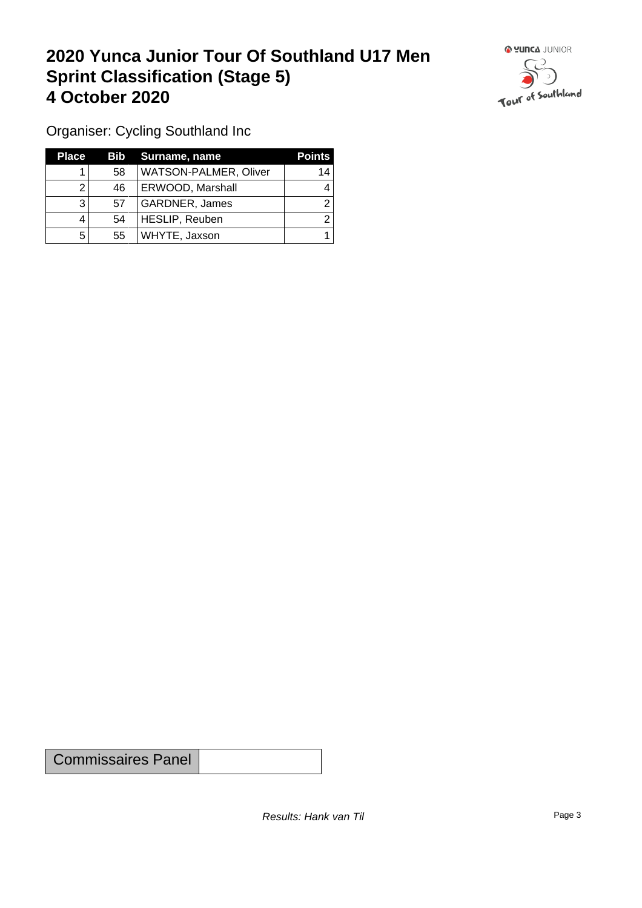# 2020 Yunca Junior Tour Of Southland U17 Men
# Sprint Classification (Stage 5)
# 4 October 2020

Organiser: Cycling Southland Inc

| Place | Bib | Surname, name | Points |
|---|---|---|---|
| 1 | 58 | WATSON-PALMER, Oliver | 14 |
| 2 | 46 | ERWOOD, Marshall | 4 |
| 3 | 57 | GARDNER, James | 2 |
| 4 | 54 | HESLIP, Reuben | 2 |
| 5 | 55 | WHYTE, Jaxson | 1 |

| Commissaires Panel | |
|---|---|

*Results: Hank van Til*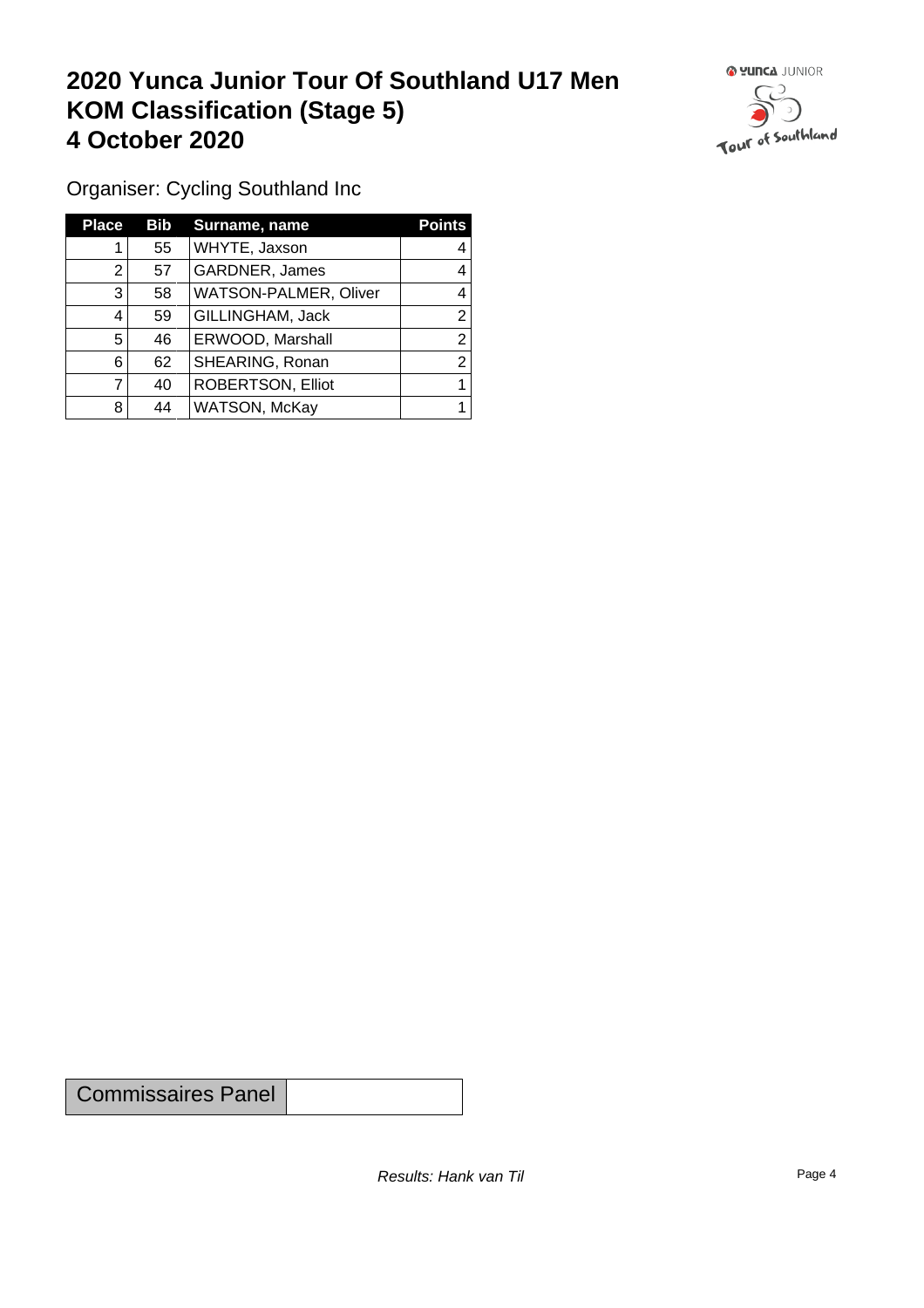# 2020 Yunca Junior Tour Of Southland U17 Men
# KOM Classification (Stage 5)
# 4 October 2020

Organiser: Cycling Southland Inc

| Place | Bib | Surname, name | Points |
|---|---|---|---|
| 1 | 55 | WHYTE, Jaxson | 4 |
| 2 | 57 | GARDNER, James | 4 |
| 3 | 58 | WATSON-PALMER, Oliver | 4 |
| 4 | 59 | GILLINGHAM, Jack | 2 |
| 5 | 46 | ERWOOD, Marshall | 2 |
| 6 | 62 | SHEARING, Ronan | 2 |
| 7 | 40 | ROBERTSON, Elliot | 1 |
| 8 | 44 | WATSON, McKay | 1 |

| Commissaires Panel | |
|---|---|

*Results: Hank van Til*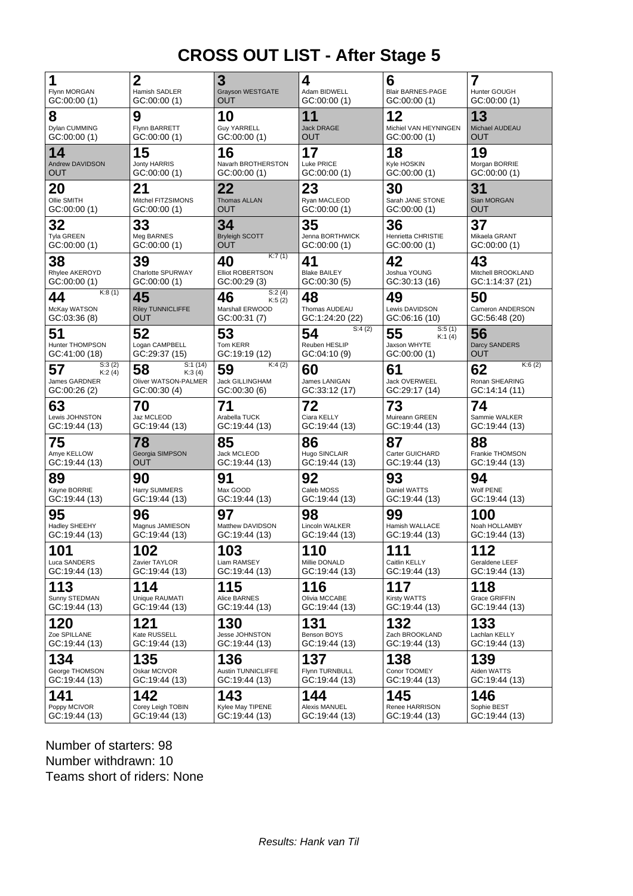# CROSS OUT LIST - After Stage 5

| | | | | | |
|---|---|---|---|---|---|
| **1** Flynn MORGAN GC:00:00 (1) | **2** Hamish SADLER GC:00:00 (1) | **3** Grayson WESTGATE OUT | **4** Adam BIDWELL GC:00:00 (1) | **6** Blair BARNES-PAGE GC:00:00 (1) | **7** Hunter GOUGH GC:00:00 (1) |
| **8** Dylan CUMMING GC:00:00 (1) | **9** Flynn BARRETT GC:00:00 (1) | **10** Guy YARRELL GC:00:00 (1) | **11** Jack DRAGE OUT | **12** Michiel VAN HEYNINGEN GC:00:00 (1) | **13** Michael AUDEAU OUT |
| **14** Andrew DAVIDSON OUT | **15** Jonty HARRIS GC:00:00 (1) | **16** Navarh BROTHERSTON GC:00:00 (1) | **17** Luke PRICE GC:00:00 (1) | **18** Kyle HOSKIN GC:00:00 (1) | **19** Morgan BORRIE GC:00:00 (1) |
| **20** Ollie SMITH GC:00:00 (1) | **21** Mitchel FITZSIMONS GC:00:00 (1) | **22** Thomas ALLAN OUT | **23** Ryan MACLEOD GC:00:00 (1) | **30** Sarah JANE STONE GC:00:00 (1) | **31** Sian MORGAN OUT |
| **32** Tyla GREEN GC:00:00 (1) | **33** Meg BARNES GC:00:00 (1) | **34** Bryleigh SCOTT OUT | **35** Jenna BORTHWICK GC:00:00 (1) | **36** Henrietta CHRISTIE GC:00:00 (1) | **37** Mikaela GRANT GC:00:00 (1) |
| **38** Rhylee AKEROYD GC:00:00 (1) | **39** Charlotte SPURWAY GC:00:00 (1) | **40** K:7 (1) Elliot ROBERTSON GC:00:29 (3) | **41** Blake BAILEY GC:00:30 (5) | **42** Joshua YOUNG GC:30:13 (16) | **43** Mitchell BROOKLAND GC:1:14:37 (21) |
| **44** K:8 (1) McKay WATSON GC:03:36 (8) | **45** Riley TUNNICLIFFE OUT | **46** S:2 (4) K:5 (2) Marshall ERWOOD GC:00:31 (7) | **48** Thomas AUDEAU GC:1:24:20 (22) | **49** Lewis DAVIDSON GC:06:16 (10) | **50** Cameron ANDERSON GC:56:48 (20) |
| **51** Hunter THOMPSON GC:41:00 (18) | **52** Logan CAMPBELL GC:29:37 (15) | **53** Tom KERR GC:19:19 (12) | **54** S:4 (2) Reuben HESLIP GC:04:10 (9) | **55** S:5 (1) K:1 (4) Jaxson WHYTE GC:00:00 (1) | **56** Darcy SANDERS OUT |
| **57** S:3 (2) K:2 (4) James GARDNER GC:00:26 (2) | **58** S:1 (14) K:3 (4) Oliver WATSON-PALMER GC:00:30 (4) | **59** K:4 (2) Jack GILLINGHAM GC:00:30 (6) | **60** James LANIGAN GC:33:12 (17) | **61** Jack OVERWEEL GC:29:17 (14) | **62** K:6 (2) Ronan SHEARING GC:14:14 (11) |
| **63** Lewis JOHNSTON GC:19:44 (13) | **70** Jaz MCLEOD GC:19:44 (13) | **71** Arabella TUCK GC:19:44 (13) | **72** Ciara KELLY GC:19:44 (13) | **73** Muireann GREEN GC:19:44 (13) | **74** Sammie WALKER GC:19:44 (13) |
| **75** Amye KELLOW GC:19:44 (13) | **78** Georgia SIMPSON OUT | **85** Jack MCLEOD GC:19:44 (13) | **86** Hugo SINCLAIR GC:19:44 (13) | **87** Carter GUICHARD GC:19:44 (13) | **88** Frankie THOMSON GC:19:44 (13) |
| **89** Kayne BORRIE GC:19:44 (13) | **90** Harry SUMMERS GC:19:44 (13) | **91** Max GOOD GC:19:44 (13) | **92** Caleb MOSS GC:19:44 (13) | **93** Daniel WATTS GC:19:44 (13) | **94** Wolf PENE GC:19:44 (13) |
| **95** Hadley SHEEHY GC:19:44 (13) | **96** Magnus JAMIESON GC:19:44 (13) | **97** Matthew DAVIDSON GC:19:44 (13) | **98** Lincoln WALKER GC:19:44 (13) | **99** Hamish WALLACE GC:19:44 (13) | **100** Noah HOLLAMBY GC:19:44 (13) |
| **101** Luca SANDERS GC:19:44 (13) | **102** Zavier TAYLOR GC:19:44 (13) | **103** Liam RAMSEY GC:19:44 (13) | **110** Millie DONALD GC:19:44 (13) | **111** Caitlin KELLY GC:19:44 (13) | **112** Geraldene LEEF GC:19:44 (13) |
| **113** Sunny STEDMAN GC:19:44 (13) | **114** Unique RAUMATI GC:19:44 (13) | **115** Alice BARNES GC:19:44 (13) | **116** Olivia MCCABE GC:19:44 (13) | **117** Kirsty WATTS GC:19:44 (13) | **118** Grace GRIFFIN GC:19:44 (13) |
| **120** Zoe SPILLANE GC:19:44 (13) | **121** Kate RUSSELL GC:19:44 (13) | **130** Jesse JOHNSTON GC:19:44 (13) | **131** Benson BOYS GC:19:44 (13) | **132** Zach BROOKLAND GC:19:44 (13) | **133** Lachlan KELLY GC:19:44 (13) |
| **134** George THOMSON GC:19:44 (13) | **135** Oskar MCIVOR GC:19:44 (13) | **136** Austin TUNNICLIFFE GC:19:44 (13) | **137** Flynn TURNBULL GC:19:44 (13) | **138** Conor TOOMEY GC:19:44 (13) | **139** Aiden WATTS GC:19:44 (13) |
| **141** Poppy MCIVOR GC:19:44 (13) | **142** Corey Leigh TOBIN GC:19:44 (13) | **143** Kylee May TIPENE GC:19:44 (13) | **144** Alexis MANUEL GC:19:44 (13) | **145** Renee HARRISON GC:19:44 (13) | **146** Sophie BEST GC:19:44 (13) |

Number of starters: 98
Number withdrawn: 10
Teams short of riders: None

*Results: Hank van Til*